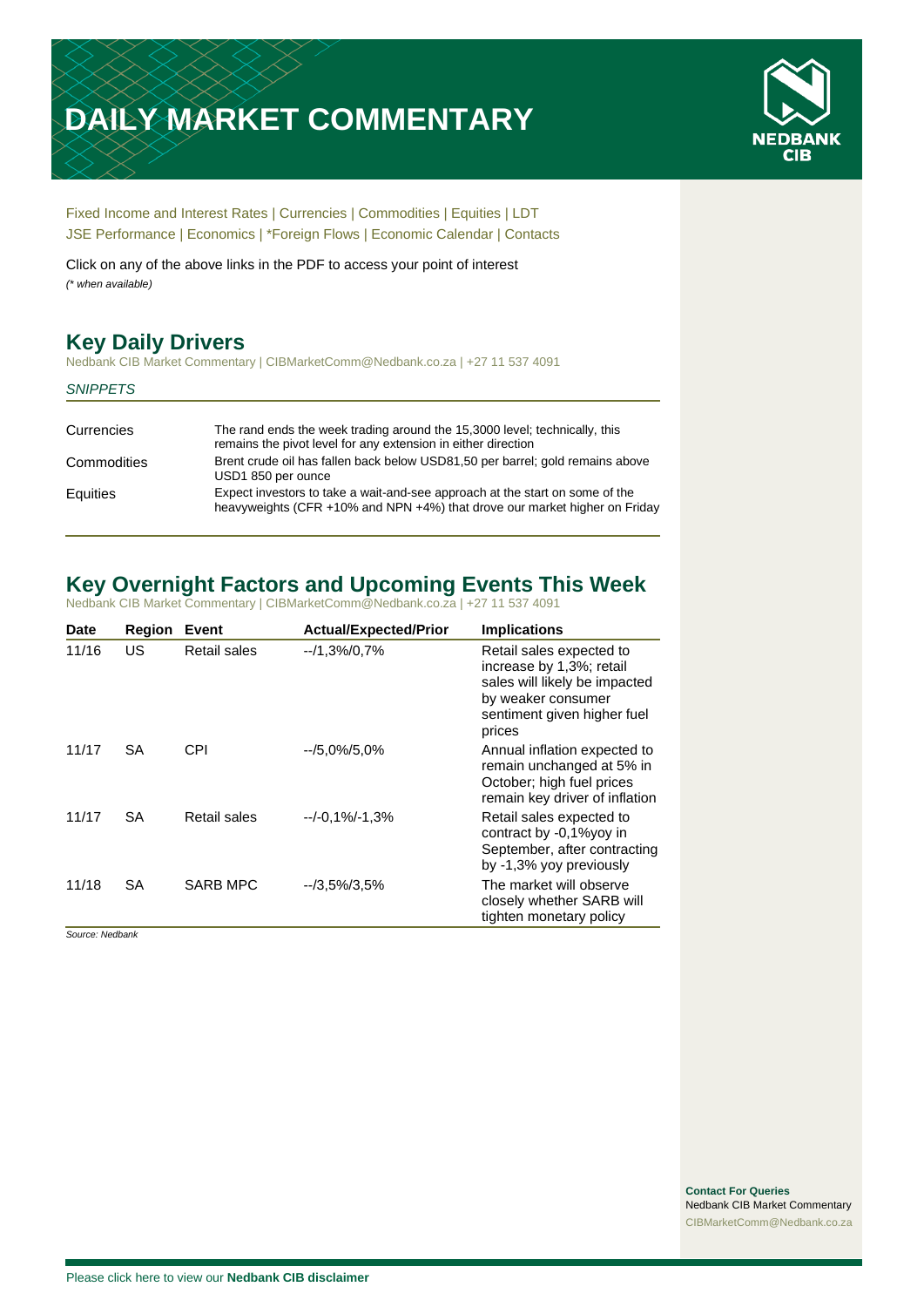# DAILY MARKET COMMENTARY

NEDBANK CIB

Fixed Income and Interest Rates | Currencies | Commodities | Equities | LDT
JSE Performance | Economics | *Foreign Flows | Economic Calendar | Contacts

Click on any of the above links in the PDF to access your point of interest
*(* when available)*

## Key Daily Drivers

Nedbank CIB Market Commentary | CIBMarketComm@Nedbank.co.za | +27 11 537 4091

*SNIPPETS*

| | |
|---|---|
| Currencies | The rand ends the week trading around the 15,3000 level; technically, this remains the pivot level for any extension in either direction |
| Commodities | Brent crude oil has fallen back below USD81,50 per barrel; gold remains above USD1 850 per ounce |
| Equities | Expect investors to take a wait-and-see approach at the start on some of the heavyweights (CFR +10% and NPN +4%) that drove our market higher on Friday |

## Key Overnight Factors and Upcoming Events This Week

Nedbank CIB Market Commentary | CIBMarketComm@Nedbank.co.za | +27 11 537 4091

| Date | Region | Event | Actual/Expected/Prior | Implications |
|---|---|---|---|---|
| 11/16 | US | Retail sales | --/1,3%/0,7% | Retail sales expected to increase by 1,3%; retail sales will likely be impacted by weaker consumer sentiment given higher fuel prices |
| 11/17 | SA | CPI | --/5,0%/5,0% | Annual inflation expected to remain unchanged at 5% in October; high fuel prices remain key driver of inflation |
| 11/17 | SA | Retail sales | --/-0,1%/-1,3% | Retail sales expected to contract by -0,1%yoy in September, after contracting by -1,3% yoy previously |
| 11/18 | SA | SARB MPC | --/3,5%/3,5% | The market will observe closely whether SARB will tighten monetary policy |

*Source: Nedbank*

**Contact For Queries**
Nedbank CIB Market Commentary
CIBMarketComm@Nedbank.co.za

Please click here to view our **Nedbank CIB disclaimer**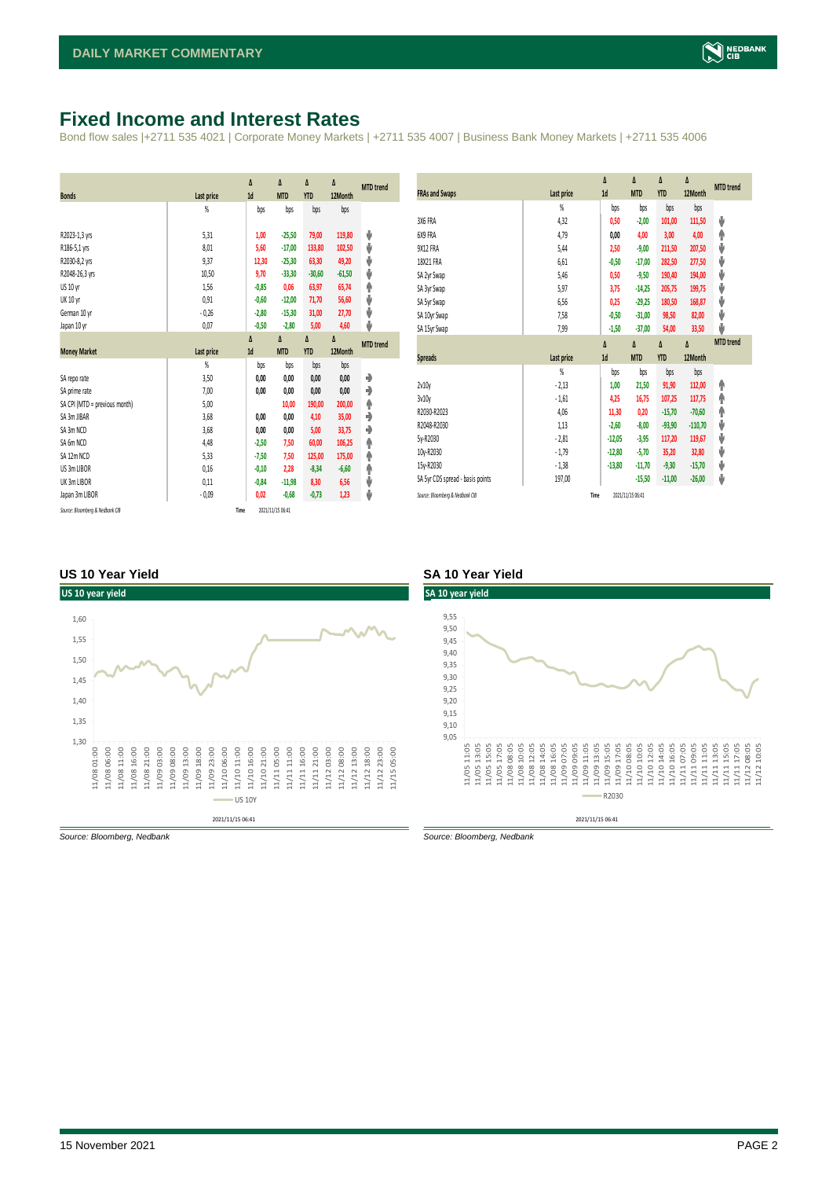## Fixed Income and Interest Rates

Bond flow sales |+2711 535 4021 | Corporate Money Markets | +2711 535 4007 | Business Bank Money Markets | +2711 535 4006

| Bonds | Last price | Δ 1d | Δ MTD | Δ YTD | Δ 12Month | MTD trend |
|---|---|---|---|---|---|---|
| | % | bps | bps | bps | bps | |
| R2023-1,3 yrs | 5,31 | 1,00 | -25,50 | 79,00 | 119,80 | ⬇ |
| R186-5,1 yrs | 8,01 | 5,60 | -17,00 | 133,80 | 102,50 | ⬇ |
| R2030-8,2 yrs | 9,37 | 12,30 | -25,30 | 63,30 | 49,20 | ⬇ |
| R2048-26,3 yrs | 10,50 | 9,70 | -33,30 | -30,60 | -61,50 | ⬇ |
| US 10 yr | 1,56 | -0,85 | 0,06 | 63,97 | 65,74 | ⬆ |
| UK 10 yr | 0,91 | -0,60 | -12,00 | 71,70 | 56,60 | ⬇ |
| German 10 yr | -0,26 | -2,80 | -15,30 | 31,00 | 27,70 | ⬇ |
| Japan 10 yr | 0,07 | -0,50 | -2,80 | 5,00 | 4,60 | ⬇ |

| Money Market | Last price | Δ 1d | Δ MTD | Δ YTD | Δ 12Month | MTD trend |
|---|---|---|---|---|---|---|
| | % | bps | bps | bps | bps | |
| SA repo rate | 3,50 | 0,00 | 0,00 | 0,00 | 0,00 | ➡ |
| SA prime rate | 7,00 | 0,00 | 0,00 | 0,00 | 0,00 | ➡ |
| SA CPI (MTD = previous month) | 5,00 | | 10,00 | 190,00 | 200,00 | ⬆ |
| SA 3m JIBAR | 3,68 | 0,00 | 0,00 | 4,10 | 35,00 | ➡ |
| SA 3m NCD | 3,68 | 0,00 | 0,00 | 5,00 | 33,75 | ➡ |
| SA 6m NCD | 4,48 | -2,50 | 7,50 | 60,00 | 106,25 | ⬆ |
| SA 12m NCD | 5,33 | -7,50 | 7,50 | 125,00 | 175,00 | ⬆ |
| US 3m LIBOR | 0,16 | -0,10 | 2,28 | -8,34 | -6,60 | ⬆ |
| UK 3m LIBOR | 0,11 | -0,84 | -11,98 | 8,30 | 6,56 | ⬇ |
| Japan 3m LIBOR | -0,09 | 0,02 | -0,68 | -0,73 | 1,23 | ⬇ |

Source: Bloomberg & Nedbank CIB Time 2021/11/15 06:41

| FRAs and Swaps | Last price | Δ 1d | Δ MTD | Δ YTD | Δ 12Month | MTD trend |
|---|---|---|---|---|---|---|
| | % | bps | bps | bps | bps | |
| 3X6 FRA | 4,32 | 0,50 | -2,00 | 101,00 | 111,50 | ⬇ |
| 6X9 FRA | 4,79 | 0,00 | 4,00 | 3,00 | 4,00 | ⬆ |
| 9X12 FRA | 5,44 | 2,50 | -9,00 | 211,50 | 207,50 | ⬇ |
| 18X21 FRA | 6,61 | -0,50 | -17,00 | 282,50 | 277,50 | ⬇ |
| SA 2yr Swap | 5,46 | 0,50 | -9,50 | 190,40 | 194,00 | ⬇ |
| SA 3yr Swap | 5,97 | 3,75 | -14,25 | 205,75 | 199,75 | ⬇ |
| SA 5yr Swap | 6,56 | 0,25 | -29,25 | 180,50 | 168,87 | ⬇ |
| SA 10yr Swap | 7,58 | -0,50 | -31,00 | 98,50 | 82,00 | ⬇ |
| SA 15yr Swap | 7,99 | -1,50 | -37,00 | 54,00 | 33,50 | ⬇ |

| Spreads | Last price | Δ 1d | Δ MTD | Δ YTD | Δ 12Month | MTD trend |
|---|---|---|---|---|---|---|
| | % | bps | bps | bps | bps | |
| 2v10y | -2,13 | 1,00 | 21,50 | 91,90 | 112,00 | ⬆ |
| 3v10y | -1,61 | 4,25 | 16,75 | 107,25 | 117,75 | ⬆ |
| R2030-R2023 | 4,06 | 11,30 | 0,20 | -15,70 | -70,60 | ⬆ |
| R2048-R2030 | 1,13 | -2,60 | -8,00 | -93,90 | -110,70 | ⬇ |
| 5y-R2030 | -2,81 | -12,05 | -3,95 | 117,20 | 119,67 | ⬇ |
| 10y-R2030 | -1,79 | -12,80 | -5,70 | 35,20 | 32,80 | ⬇ |
| 15y-R2030 | -1,38 | -13,80 | -11,70 | -9,30 | -15,70 | ⬇ |
| SA 5yr CDS spread - basis points | 197,00 | | -15,50 | -11,00 | -26,00 | ⬇ |

Source: Bloomberg & Nedbank CIB Time 2021/11/15 06:41

### US 10 Year Yield

Source: Bloomberg, Nedbank

### SA 10 Year Yield

Source: Bloomberg, Nedbank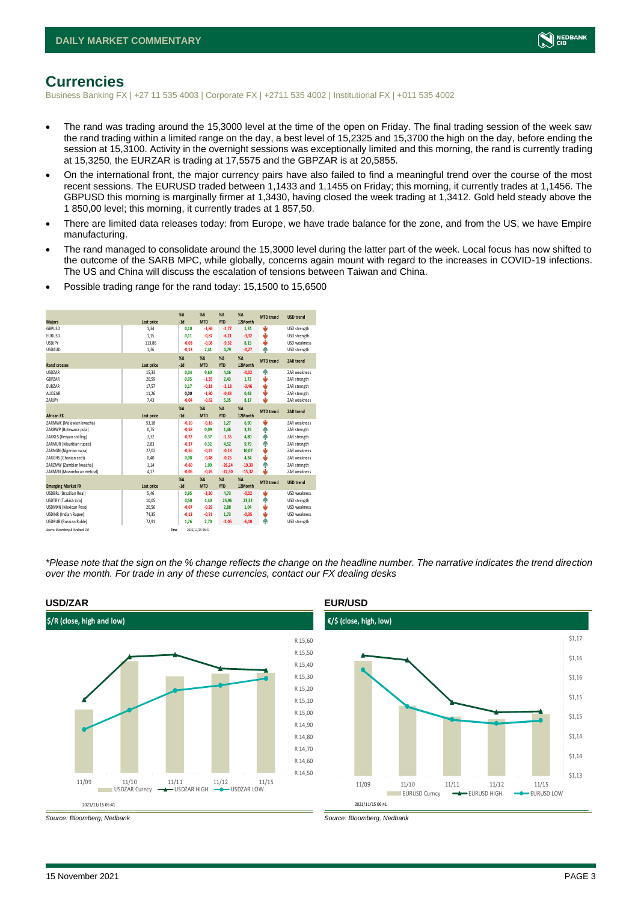# Currencies

Business Banking FX | +27 11 535 4003 | Corporate FX | +2711 535 4002 | Institutional FX | +011 535 4002

- The rand was trading around the 15,3000 level at the time of the open on Friday. The final trading session of the week saw the rand trading within a limited range on the day, a best level of 15,2325 and 15,3700 the high on the day, before ending the session at 15,3100. Activity in the overnight sessions was exceptionally limited and this morning, the rand is currently trading at 15,3250, the EURZAR is trading at 17,5575 and the GBPZAR is at 20,5855.
- On the international front, the major currency pairs have also failed to find a meaningful trend over the course of the most recent sessions. The EURUSD traded between 1,1433 and 1,1455 on Friday; this morning, it currently trades at 1,1456. The GBPUSD this morning is marginally firmer at 1,3430, having closed the week trading at 1,3412. Gold held steady above the 1 850,00 level; this morning, it currently trades at 1 857,50.
- There are limited data releases today: from Europe, we have trade balance for the zone, and from the US, we have Empire manufacturing.
- The rand managed to consolidate around the 15,3000 level during the latter part of the week. Local focus has now shifted to the outcome of the SARB MPC, while globally, concerns again mount with regard to the increases in COVID-19 infections. The US and China will discuss the escalation of tensions between Taiwan and China.
- Possible trading range for the rand today: 15,1500 to 15,6500

| Majors | Last price | %Δ -1d | %Δ MTD | %Δ YTD | %Δ 12Month | MTD trend | USD trend |
|---|---|---|---|---|---|---|---|
| GBPUSD | 1,34 | 0,10 | -1,86 | -1,77 | 1,74 | ↓ | USD strength |
| EURUSD | 1,15 | 0,11 | -0,87 | -6,21 | -3,32 | ↓ | USD strength |
| USDJPY | 113,86 | -0,03 | -0,08 | -9,32 | 8,15 | ↓ | USD weakness |
| USDAUD | 1,36 | -0,13 | 2,41 | 4,79 | -0,27 | ↑ | USD strength |
| **Rand crosses** | **Last price** | **%Δ -1d** | **%Δ MTD** | **%Δ YTD** | **%Δ 12Month** | **MTD trend** | **ZAR trend** |
| USDZAR | 15,33 | 0,04 | 0,60 | 4,16 | -0,02 | ↑ | ZAR weakness |
| GBPZAR | 20,59 | 0,05 | -1,35 | 2,43 | 1,72 | ↓ | ZAR strength |
| EURZAR | 17,57 | 0,17 | -0,18 | -2,18 | -3,46 | ↓ | ZAR strength |
| AUDZAR | 11,26 | 0,00 | -1,80 | -0,43 | 0,42 | ↓ | ZAR strength |
| ZARJPY | 7,43 | -0,04 | -0,62 | 5,35 | 8,17 | ↓ | ZAR weakness |
| **African FX** | **Last price** | **%Δ -1d** | **%Δ MTD** | **%Δ YTD** | **%Δ 12Month** | **MTD trend** | **ZAR trend** |
| ZARMWK (Malawian kwacha) | 53,18 | -0,10 | -0,16 | 1,27 | 6,90 | ↓ | ZAR weakness |
| ZARBWP (Botswana pula) | 0,75 | -0,58 | 0,09 | 1,46 | 3,25 | ↑ | ZAR strength |
| ZARKES (Kenyan shilling) | 7,32 | -0,22 | 0,37 | -1,55 | 4,80 | ↑ | ZAR strength |
| ZARMUR (Mauritian rupee) | 2,83 | -0,37 | 0,32 | 4,52 | 9,79 | ↑ | ZAR strength |
| ZARNGN (Nigerian naira) | 27,02 | -0,56 | -0,23 | -0,18 | 10,07 | ↓ | ZAR weakness |
| ZARGHS (Ghanian cedi) | 0,40 | 0,08 | -0,48 | -0,25 | 4,34 | ↓ | ZAR weakness |
| ZARZMW (Zambian kwacha) | 1,14 | -0,60 | 1,00 | -26,24 | -19,39 | ↑ | ZAR strength |
| ZARMZN (Mozambican metical) | 4,17 | -0,06 | -0,76 | -22,30 | -15,32 | ↓ | ZAR weakness |
| **Emerging Market FX** | **Last price** | **%Δ -1d** | **%Δ MTD** | **%Δ YTD** | **%Δ 12Month** | **MTD trend** | **USD trend** |
| USDBRL (Brazilian Real) | 5,46 | 0,95 | -3,30 | 4,73 | -0,02 | ↓ | USD weakness |
| USDTRY (Turkish Lira) | 10,05 | 0,50 | 4,40 | 25,96 | 23,32 | ↑ | USD strength |
| USDMXN (Mexican Peso) | 20,50 | -0,07 | -0,29 | 2,88 | 1,04 | ↓ | USD weakness |
| USDINR (Indian Rupee) | 74,35 | -0,13 | -0,71 | 1,73 | -0,35 | ↓ | USD weakness |
| USDRUB (Russian Ruble) | 72,91 | 1,76 | 2,70 | -2,06 | -6,10 | ↑ | USD strength |

Source: Bloomberg & Nedbank CIB | Time 2021/11/15 06:41

*\*Please note that the sign on the % change reflects the change on the headline number. The narrative indicates the trend direction over the month. For trade in any of these currencies, contact our FX dealing desks*

## USD/ZAR

$/R (close, high and low)

2021/11/15 06:41

Source: Bloomberg, Nedbank

## EUR/USD

€/$ (close, high, low)

2021/11/15 06:41

Source: Bloomberg, Nedbank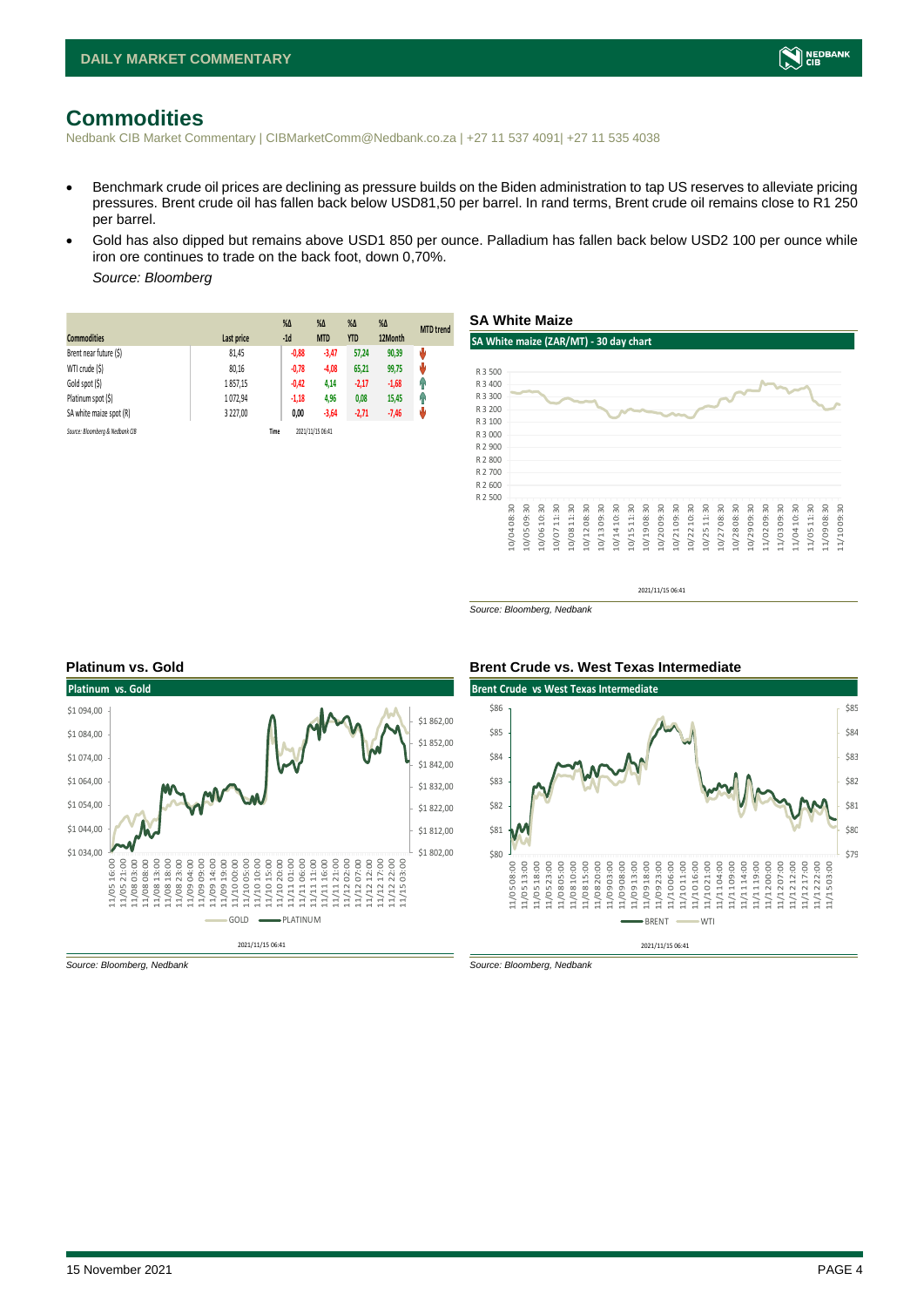# Commodities

Nedbank CIB Market Commentary | CIBMarketComm@Nedbank.co.za | +27 11 537 4091| +27 11 535 4038

- Benchmark crude oil prices are declining as pressure builds on the Biden administration to tap US reserves to alleviate pricing pressures. Brent crude oil has fallen back below USD81,50 per barrel. In rand terms, Brent crude oil remains close to R1 250 per barrel.
- Gold has also dipped but remains above USD1 850 per ounce. Palladium has fallen back below USD2 100 per ounce while iron ore continues to trade on the back foot, down 0,70%.

  *Source: Bloomberg*

| Commodities | Last price | %Δ -1d | %Δ MTD | %Δ YTD | %Δ 12Month | MTD trend |
|---|---|---|---|---|---|---|
| Brent near future ($) | 81,45 | -0,88 | -3,47 | 57,24 | 90,39 | ↓ |
| WTI crude ($) | 80,16 | -0,78 | -4,08 | 65,21 | 99,75 | ↓ |
| Gold spot ($) | 1 857,15 | -0,42 | 4,14 | -2,17 | -1,68 | ↑ |
| Platinum spot ($) | 1 072,94 | -1,18 | 4,96 | 0,08 | 15,45 | ↑ |
| SA white maize spot (R) | 3 227,00 | 0,00 | -3,64 | -2,71 | -7,46 | ↓ |

*Source: Bloomberg & Nedbank CIB* Time 2021/11/15 06:41

## SA White Maize

**SA White maize (ZAR/MT) - 30 day chart**

2021/11/15 06:41

*Source: Bloomberg, Nedbank*

## Platinum vs. Gold

**Platinum vs. Gold**

2021/11/15 06:41

*Source: Bloomberg, Nedbank*

## Brent Crude vs. West Texas Intermediate

**Brent Crude vs West Texas Intermediate**

2021/11/15 06:41

*Source: Bloomberg, Nedbank*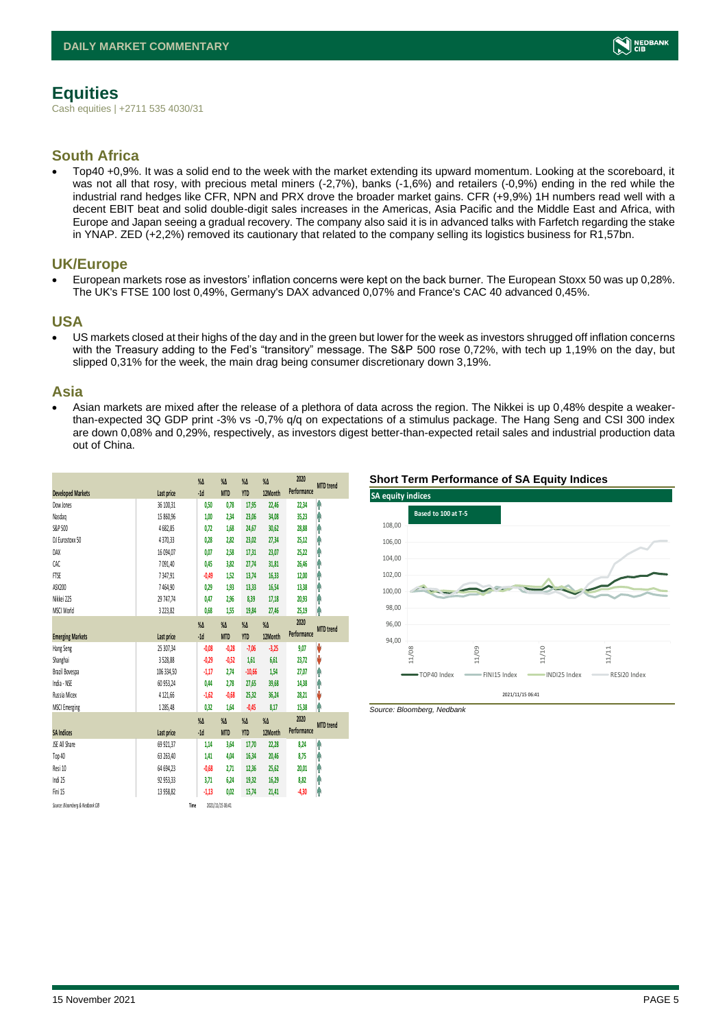# Equities

Cash equities | +2711 535 4030/31

## South Africa

- Top40 +0,9%. It was a solid end to the week with the market extending its upward momentum. Looking at the scoreboard, it was not all that rosy, with precious metal miners (-2,7%), banks (-1,6%) and retailers (-0,9%) ending in the red while the industrial rand hedges like CFR, NPN and PRX drove the broader market gains. CFR (+9,9%) 1H numbers read well with a decent EBIT beat and solid double-digit sales increases in the Americas, Asia Pacific and the Middle East and Africa, with Europe and Japan seeing a gradual recovery. The company also said it is in advanced talks with Farfetch regarding the stake in YNAP. ZED (+2,2%) removed its cautionary that related to the company selling its logistics business for R1,57bn.

## UK/Europe

- European markets rose as investors' inflation concerns were kept on the back burner. The European Stoxx 50 was up 0,28%. The UK's FTSE 100 lost 0,49%, Germany's DAX advanced 0,07% and France's CAC 40 advanced 0,45%.

## USA

- US markets closed at their highs of the day and in the green but lower for the week as investors shrugged off inflation concerns with the Treasury adding to the Fed's "transitory" message. The S&P 500 rose 0,72%, with tech up 1,19% on the day, but slipped 0,31% for the week, the main drag being consumer discretionary down 3,19%.

## Asia

- Asian markets are mixed after the release of a plethora of data across the region. The Nikkei is up 0,48% despite a weaker-than-expected 3Q GDP print -3% vs -0,7% q/q on expectations of a stimulus package. The Hang Seng and CSI 300 index are down 0,08% and 0,29%, respectively, as investors digest better-than-expected retail sales and industrial production data out of China.

| Developed Markets | Last price | %Δ -1d | %Δ MTD | %Δ YTD | %Δ 12Month | 2020 Performance | MTD trend |
|---|---|---|---|---|---|---|---|
| Dow Jones | 36 100,31 | 0,50 | 0,78 | 17,95 | 22,46 | 22,34 | ↑ |
| Nasdaq | 15 860,96 | 1,00 | 2,34 | 23,06 | 34,08 | 35,23 | ↑ |
| S&P 500 | 4 682,85 | 0,72 | 1,68 | 24,67 | 30,62 | 28,88 | ↑ |
| DJ Eurostoxx 50 | 4 370,33 | 0,28 | 2,82 | 23,02 | 27,34 | 25,12 | ↑ |
| DAX | 16 094,07 | 0,07 | 2,58 | 17,31 | 23,07 | 25,22 | ↑ |
| CAC | 7 091,40 | 0,45 | 3,82 | 27,74 | 31,81 | 26,46 | ↑ |
| FTSE | 7 347,91 | -0,49 | 1,52 | 13,74 | 16,33 | 12,00 | ↑ |
| ASX200 | 7 464,90 | 0,29 | 1,93 | 13,33 | 16,54 | 13,38 | ↑ |
| Nikkei 225 | 29 747,74 | 0,47 | 2,96 | 8,39 | 17,18 | 20,93 | ↑ |
| MSCI World | 3 223,82 | 0,68 | 1,55 | 19,84 | 27,46 | 25,19 | ↑ |
| **Emerging Markets** | **Last price** | **%Δ -1d** | **%Δ MTD** | **%Δ YTD** | **%Δ 12Month** | **2020 Performance** | **MTD trend** |
| Hang Seng | 25 307,34 | -0,08 | -0,28 | -7,06 | -3,25 | 9,07 | ↓ |
| Shanghai | 3 528,88 | -0,29 | -0,52 | 1,61 | 6,61 | 23,72 | ↓ |
| Brazil Bovespa | 106 334,50 | -1,17 | 2,74 | -10,66 | 1,54 | 27,07 | ↑ |
| India - NSE | 60 953,24 | 0,44 | 2,78 | 27,65 | 39,68 | 14,38 | ↑ |
| Russia Micex | 4 121,66 | -1,62 | -0,68 | 25,32 | 36,24 | 28,21 | ↓ |
| MSCI Emerging | 1 285,48 | 0,32 | 1,64 | -0,45 | 8,17 | 15,38 | ↑ |
| **SA Indices** | **Last price** | **%Δ -1d** | **%Δ MTD** | **%Δ YTD** | **%Δ 12Month** | **2020 Performance** | **MTD trend** |
| JSE All Share | 69 921,37 | 1,14 | 3,64 | 17,70 | 22,28 | 8,24 | ↑ |
| Top 40 | 63 263,40 | 1,41 | 4,04 | 16,34 | 20,46 | 8,75 | ↑ |
| Resi 10 | 64 694,23 | -0,68 | 2,71 | 12,36 | 25,62 | 20,01 | ↑ |
| Indi 25 | 92 953,33 | 3,71 | 6,24 | 19,32 | 16,29 | 8,82 | ↑ |
| Fini 15 | 13 958,82 | -1,13 | 0,02 | 15,74 | 21,41 | -4,30 | ↑ |

Source: Bloomberg & Nedbank CIB Time 2021/11/15 06:41

**Short Term Performance of SA Equity Indices**

Source: Bloomberg, Nedbank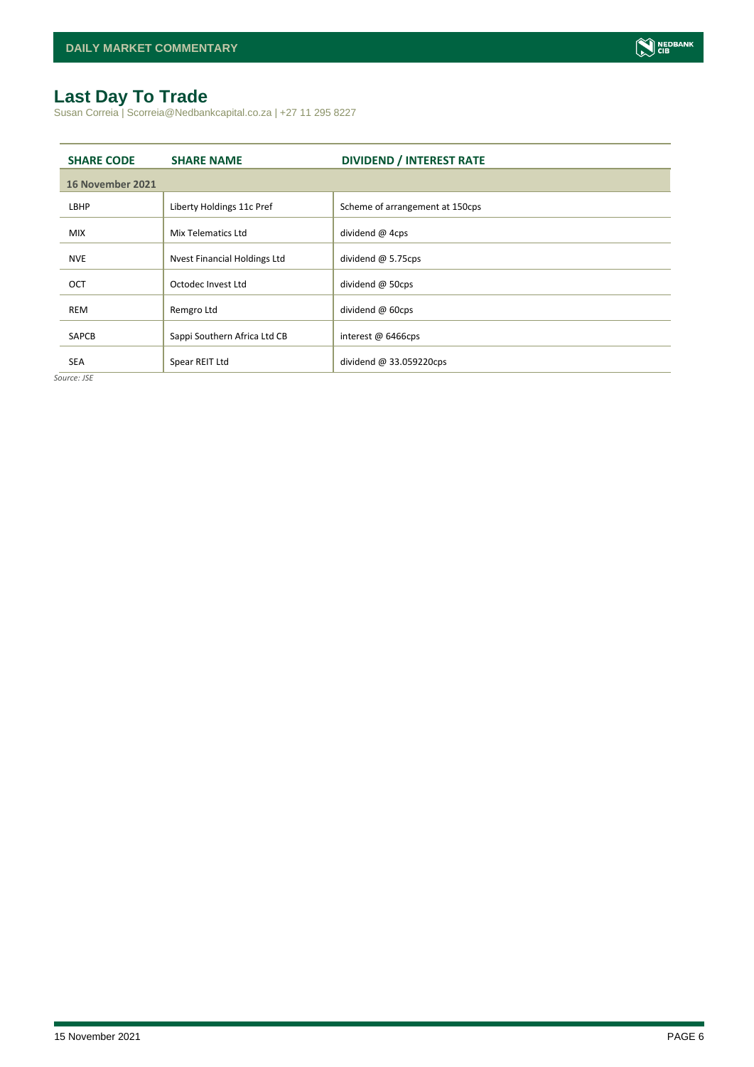# Last Day To Trade

Susan Correia | Scorreia@Nedbankcapital.co.za | +27 11 295 8227

| SHARE CODE | SHARE NAME | DIVIDEND / INTEREST RATE |
|---|---|---|
| **16 November 2021** | | |
| LBHP | Liberty Holdings 11c Pref | Scheme of arrangement at 150cps |
| MIX | Mix Telematics Ltd | dividend @ 4cps |
| NVE | Nvest Financial Holdings Ltd | dividend @ 5.75cps |
| OCT | Octodec Invest Ltd | dividend @ 50cps |
| REM | Remgro Ltd | dividend @ 60cps |
| SAPCB | Sappi Southern Africa Ltd CB | interest @ 6466cps |
| SEA | Spear REIT Ltd | dividend @ 33.059220cps |

*Source: JSE*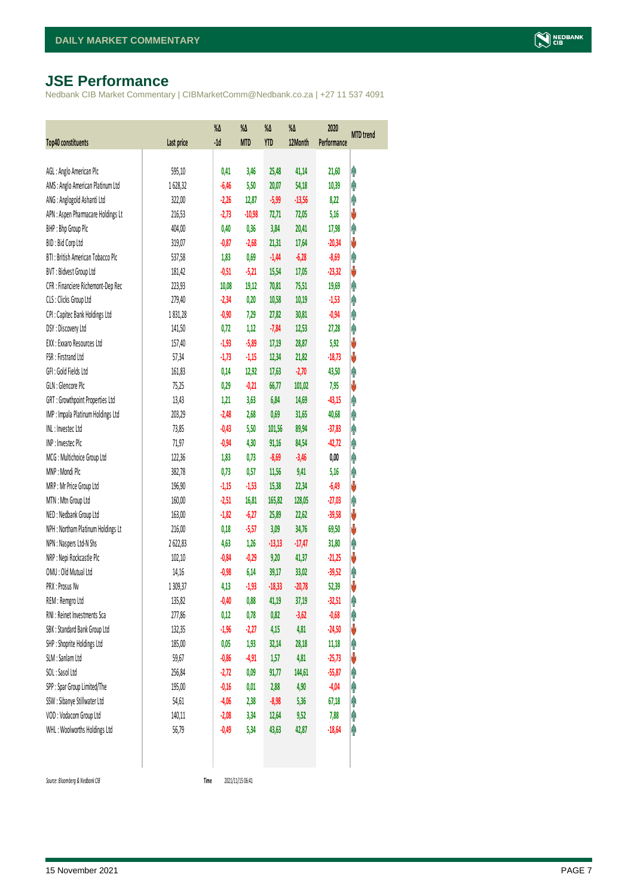## JSE Performance

Nedbank CIB Market Commentary | CIBMarketComm@Nedbank.co.za | +27 11 537 4091

| Top40 constituents | Last price | %Δ -1d | %Δ MTD | %Δ YTD | %Δ 12Month | 2020 Performance | MTD trend |
|---|---|---|---|---|---|---|---|
| AGL : Anglo American Plc | 595,10 | 0,41 | 3,46 | 25,48 | 41,14 | 21,60 | ↑ |
| AMS : Anglo American Platinum Ltd | 1 628,32 | -6,46 | 5,50 | 20,07 | 54,18 | 10,39 | ↑ |
| ANG : Anglogold Ashanti Ltd | 322,00 | -2,26 | 12,87 | -5,99 | -13,56 | 8,22 | ↑ |
| APN : Aspen Pharmacare Holdings Lt | 216,53 | -2,73 | -10,98 | 72,71 | 72,05 | 5,16 | ↓ |
| BHP : Bhp Group Plc | 404,00 | 0,40 | 0,36 | 3,84 | 20,41 | 17,98 | ↑ |
| BID : Bid Corp Ltd | 319,07 | -0,87 | -2,68 | 21,31 | 17,64 | -20,34 | ↓ |
| BTI : British American Tobacco Plc | 537,58 | 1,83 | 0,69 | -1,44 | -6,28 | -8,69 | ↑ |
| BVT : Bidvest Group Ltd | 181,42 | -0,51 | -5,21 | 15,54 | 17,05 | -23,32 | ↓ |
| CFR : Financiere Richemont-Dep Rec | 223,93 | 10,08 | 19,12 | 70,81 | 75,51 | 19,69 | ↑ |
| CLS : Clicks Group Ltd | 279,40 | -2,34 | 0,20 | 10,58 | 10,19 | -1,53 | ↑ |
| CPI : Capitec Bank Holdings Ltd | 1 831,28 | -0,90 | 7,29 | 27,82 | 30,81 | -0,94 | ↑ |
| DSY : Discovery Ltd | 141,50 | 0,72 | 1,12 | -7,84 | 12,53 | 27,28 | ↑ |
| EXX : Exxaro Resources Ltd | 157,40 | -1,93 | -5,89 | 17,19 | 28,87 | 5,92 | ↓ |
| FSR : Firstrand Ltd | 57,34 | -1,73 | -1,15 | 12,34 | 21,82 | -18,73 | ↓ |
| GFI : Gold Fields Ltd | 161,83 | 0,14 | 12,92 | 17,63 | -2,70 | 43,50 | ↑ |
| GLN : Glencore Plc | 75,25 | 0,29 | -0,21 | 66,77 | 101,02 | 7,95 | ↓ |
| GRT : Growthpoint Properties Ltd | 13,43 | 1,21 | 3,63 | 6,84 | 14,69 | -43,15 | ↑ |
| IMP : Impala Platinum Holdings Ltd | 203,29 | -2,48 | 2,68 | 0,69 | 31,65 | 40,68 | ↑ |
| INL : Investec Ltd | 73,85 | -0,43 | 5,50 | 101,56 | 89,94 | -37,83 | ↑ |
| INP : Investec Plc | 71,97 | -0,94 | 4,30 | 91,16 | 84,54 | -42,72 | ↑ |
| MCG : Multichoice Group Ltd | 122,36 | 1,83 | 0,73 | -8,69 | -3,46 | 0,00 | ↑ |
| MNP : Mondi Plc | 382,78 | 0,73 | 0,57 | 11,56 | 9,41 | 5,16 | ↑ |
| MRP : Mr Price Group Ltd | 196,90 | -1,15 | -1,53 | 15,38 | 22,34 | -6,49 | ↓ |
| MTN : Mtn Group Ltd | 160,00 | -2,51 | 16,81 | 165,82 | 128,05 | -27,03 | ↑ |
| NED : Nedbank Group Ltd | 163,00 | -1,82 | -6,27 | 25,89 | 22,62 | -39,58 | ↓ |
| NPH : Northam Platinum Holdings Lt | 216,00 | 0,18 | -5,57 | 3,09 | 34,76 | 69,50 | ↓ |
| NPN : Naspers Ltd-N Shs | 2 622,83 | 4,63 | 1,26 | -13,13 | -17,47 | 31,80 | ↑ |
| NRP : Nepi Rockcastle Plc | 102,10 | -0,84 | -0,29 | 9,20 | 41,37 | -21,25 | ↓ |
| OMU : Old Mutual Ltd | 14,16 | -0,98 | 6,14 | 39,17 | 33,02 | -39,52 | ↑ |
| PRX : Prosus Nv | 1 309,37 | 4,13 | -1,93 | -18,33 | -20,78 | 52,39 | ↓ |
| REM : Remgro Ltd | 135,82 | -0,40 | 0,88 | 41,19 | 37,19 | -32,51 | ↑ |
| RNI : Reinet Investments Sca | 277,86 | 0,12 | 0,78 | 0,82 | -3,62 | -0,68 | ↑ |
| SBK : Standard Bank Group Ltd | 132,35 | -1,96 | -2,27 | 4,15 | 4,81 | -24,50 | ↓ |
| SHP : Shoprite Holdings Ltd | 185,00 | 0,05 | 1,93 | 32,14 | 28,18 | 11,18 | ↑ |
| SLM : Sanlam Ltd | 59,67 | -0,86 | -4,91 | 1,57 | 4,81 | -25,73 | ↓ |
| SOL : Sasol Ltd | 256,84 | -2,72 | 0,09 | 91,77 | 144,61 | -55,87 | ↑ |
| SPP : Spar Group Limited/The | 195,00 | -0,16 | 0,01 | 2,88 | 4,90 | -4,04 | ↑ |
| SSW : Sibanye Stillwater Ltd | 54,61 | -4,06 | 2,38 | -8,98 | 5,36 | 67,18 | ↑ |
| VOD : Vodacom Group Ltd | 140,11 | -2,08 | 3,34 | 12,64 | 9,52 | 7,88 | ↑ |
| WHL : Woolworths Holdings Ltd | 56,79 | -0,49 | 5,34 | 43,63 | 42,87 | -18,64 | ↑ |

*Source: Bloomberg & Nedbank CIB* Time 2021/11/15 06:41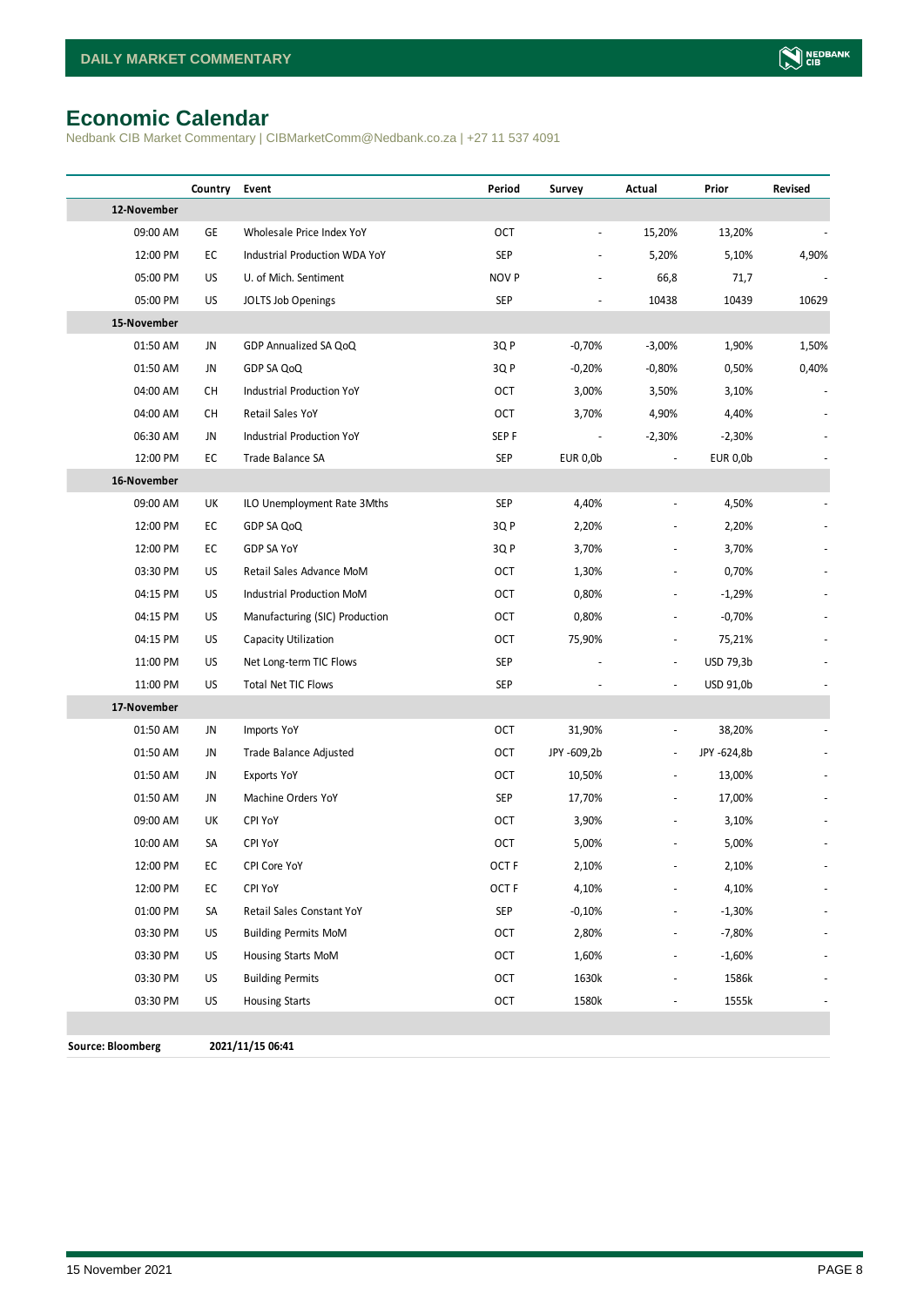# Economic Calendar

Nedbank CIB Market Commentary | CIBMarketComm@Nedbank.co.za | +27 11 537 4091

| | Country | Event | Period | Survey | Actual | Prior | Revised |
|---|---|---|---|---|---|---|---|
| **12-November** | | | | | | | |
| 09:00 AM | GE | Wholesale Price Index YoY | OCT | - | 15,20% | 13,20% | - |
| 12:00 PM | EC | Industrial Production WDA YoY | SEP | - | 5,20% | 5,10% | 4,90% |
| 05:00 PM | US | U. of Mich. Sentiment | NOV P | - | 66,8 | 71,7 | - |
| 05:00 PM | US | JOLTS Job Openings | SEP | - | 10438 | 10439 | 10629 |
| **15-November** | | | | | | | |
| 01:50 AM | JN | GDP Annualized SA QoQ | 3Q P | -0,70% | -3,00% | 1,90% | 1,50% |
| 01:50 AM | JN | GDP SA QoQ | 3Q P | -0,20% | -0,80% | 0,50% | 0,40% |
| 04:00 AM | CH | Industrial Production YoY | OCT | 3,00% | 3,50% | 3,10% | - |
| 04:00 AM | CH | Retail Sales YoY | OCT | 3,70% | 4,90% | 4,40% | - |
| 06:30 AM | JN | Industrial Production YoY | SEP F | - | -2,30% | -2,30% | - |
| 12:00 PM | EC | Trade Balance SA | SEP | EUR 0,0b | - | EUR 0,0b | - |
| **16-November** | | | | | | | |
| 09:00 AM | UK | ILO Unemployment Rate 3Mths | SEP | 4,40% | - | 4,50% | - |
| 12:00 PM | EC | GDP SA QoQ | 3Q P | 2,20% | - | 2,20% | - |
| 12:00 PM | EC | GDP SA YoY | 3Q P | 3,70% | - | 3,70% | - |
| 03:30 PM | US | Retail Sales Advance MoM | OCT | 1,30% | - | 0,70% | - |
| 04:15 PM | US | Industrial Production MoM | OCT | 0,80% | - | -1,29% | - |
| 04:15 PM | US | Manufacturing (SIC) Production | OCT | 0,80% | - | -0,70% | - |
| 04:15 PM | US | Capacity Utilization | OCT | 75,90% | - | 75,21% | - |
| 11:00 PM | US | Net Long-term TIC Flows | SEP | - | - | USD 79,3b | - |
| 11:00 PM | US | Total Net TIC Flows | SEP | - | - | USD 91,0b | - |
| **17-November** | | | | | | | |
| 01:50 AM | JN | Imports YoY | OCT | 31,90% | - | 38,20% | - |
| 01:50 AM | JN | Trade Balance Adjusted | OCT | JPY -609,2b | - | JPY -624,8b | - |
| 01:50 AM | JN | Exports YoY | OCT | 10,50% | - | 13,00% | - |
| 01:50 AM | JN | Machine Orders YoY | SEP | 17,70% | - | 17,00% | - |
| 09:00 AM | UK | CPI YoY | OCT | 3,90% | - | 3,10% | - |
| 10:00 AM | SA | CPI YoY | OCT | 5,00% | - | 5,00% | - |
| 12:00 PM | EC | CPI Core YoY | OCT F | 2,10% | - | 2,10% | - |
| 12:00 PM | EC | CPI YoY | OCT F | 4,10% | - | 4,10% | - |
| 01:00 PM | SA | Retail Sales Constant YoY | SEP | -0,10% | - | -1,30% | - |
| 03:30 PM | US | Building Permits MoM | OCT | 2,80% | - | -7,80% | - |
| 03:30 PM | US | Housing Starts MoM | OCT | 1,60% | - | -1,60% | - |
| 03:30 PM | US | Building Permits | OCT | 1630k | - | 1586k | - |
| 03:30 PM | US | Housing Starts | OCT | 1580k | - | 1555k | - |

**Source: Bloomberg** **2021/11/15 06:41**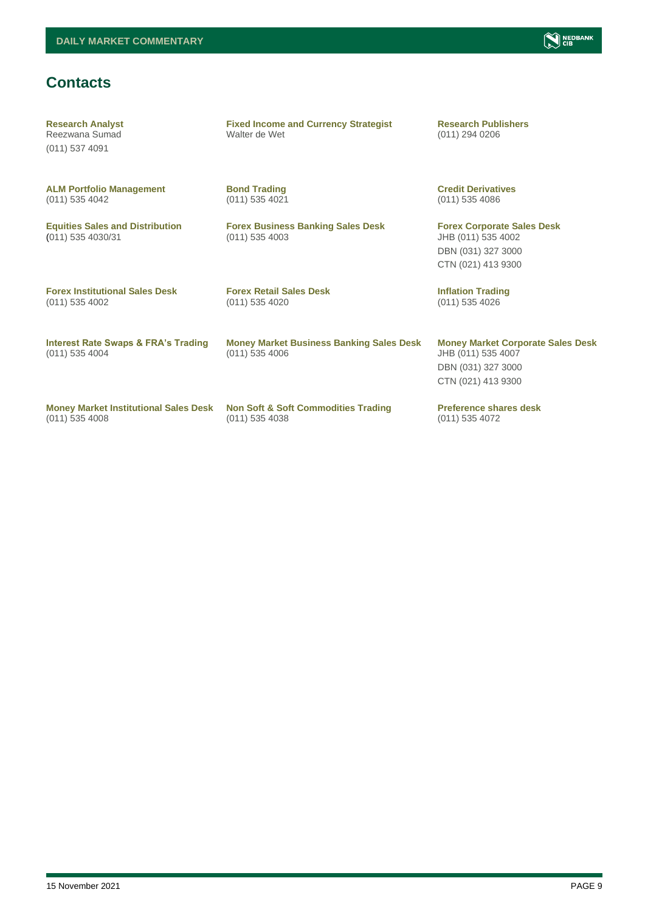## Contacts

**Research Analyst**
Reezwana Sumad
(011) 537 4091

**Fixed Income and Currency Strategist**
Walter de Wet

**Research Publishers**
(011) 294 0206

**ALM Portfolio Management**
(011) 535 4042

**Bond Trading**
(011) 535 4021

**Credit Derivatives**
(011) 535 4086

**Equities Sales and Distribution**
(011) 535 4030/31

**Forex Business Banking Sales Desk**
(011) 535 4003

**Forex Corporate Sales Desk**
JHB (011) 535 4002
DBN (031) 327 3000
CTN (021) 413 9300

**Forex Institutional Sales Desk**
(011) 535 4002

**Forex Retail Sales Desk**
(011) 535 4020

**Inflation Trading**
(011) 535 4026

**Interest Rate Swaps & FRA's Trading**
(011) 535 4004

**Money Market Business Banking Sales Desk**
(011) 535 4006

**Money Market Corporate Sales Desk**
JHB (011) 535 4007
DBN (031) 327 3000
CTN (021) 413 9300

**Money Market Institutional Sales Desk**
(011) 535 4008

**Non Soft & Soft Commodities Trading**
(011) 535 4038

**Preference shares desk**
(011) 535 4072